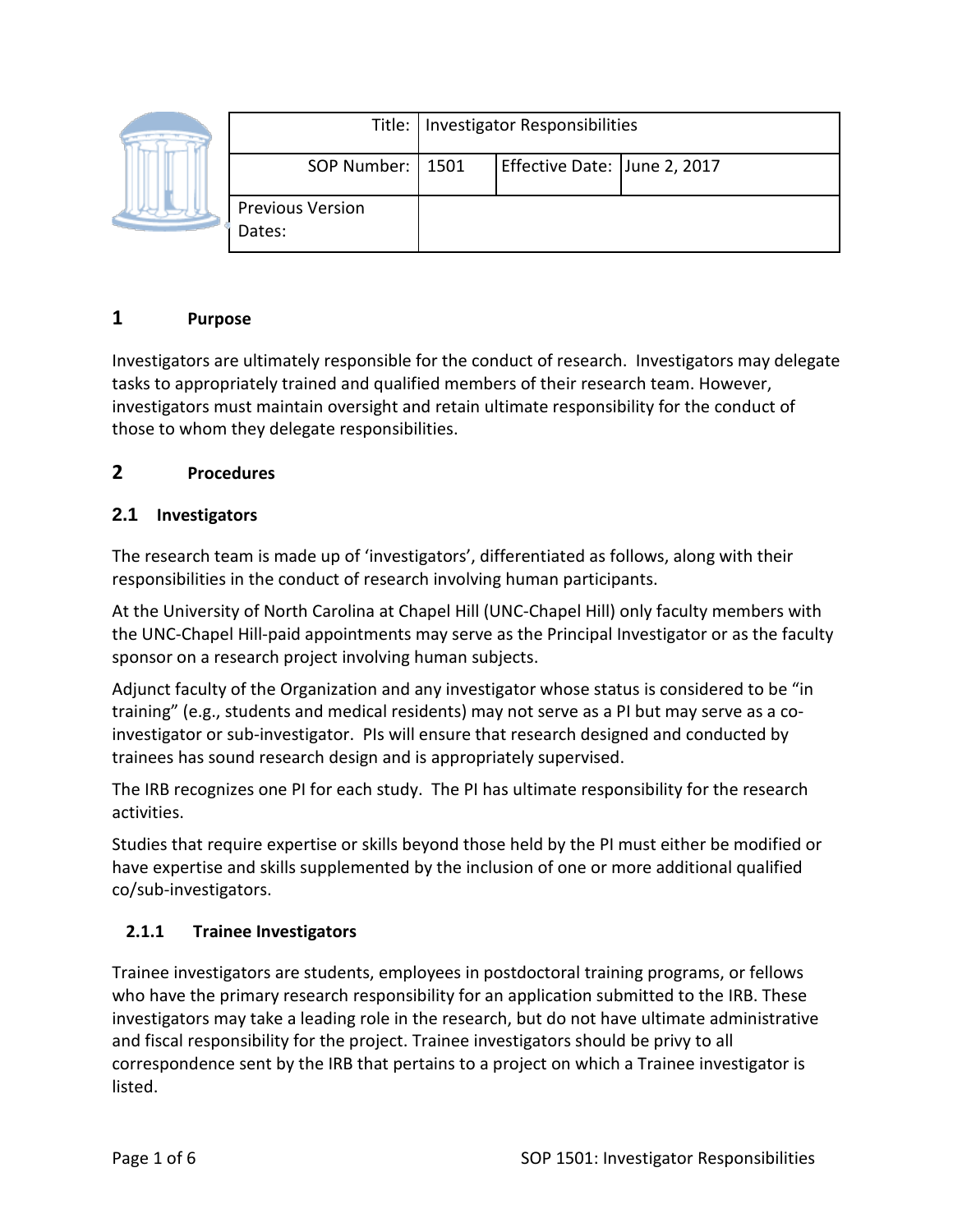| Title: | Investigator Responsibilities | | |
| --- | --- | --- | --- |
| SOP Number: | 1501 | Effective Date: | June 2, 2017 |
| Previous Version Dates: | | | |

## 1 Purpose

Investigators are ultimately responsible for the conduct of research. Investigators may delegate tasks to appropriately trained and qualified members of their research team. However, investigators must maintain oversight and retain ultimate responsibility for the conduct of those to whom they delegate responsibilities.

## 2 Procedures

### 2.1 Investigators

The research team is made up of 'investigators', differentiated as follows, along with their responsibilities in the conduct of research involving human participants.

At the University of North Carolina at Chapel Hill (UNC-Chapel Hill) only faculty members with the UNC-Chapel Hill-paid appointments may serve as the Principal Investigator or as the faculty sponsor on a research project involving human subjects.

Adjunct faculty of the Organization and any investigator whose status is considered to be "in training" (e.g., students and medical residents) may not serve as a PI but may serve as a co-investigator or sub-investigator. PIs will ensure that research designed and conducted by trainees has sound research design and is appropriately supervised.

The IRB recognizes one PI for each study. The PI has ultimate responsibility for the research activities.

Studies that require expertise or skills beyond those held by the PI must either be modified or have expertise and skills supplemented by the inclusion of one or more additional qualified co/sub-investigators.

#### 2.1.1 Trainee Investigators

Trainee investigators are students, employees in postdoctoral training programs, or fellows who have the primary research responsibility for an application submitted to the IRB. These investigators may take a leading role in the research, but do not have ultimate administrative and fiscal responsibility for the project. Trainee investigators should be privy to all correspondence sent by the IRB that pertains to a project on which a Trainee investigator is listed.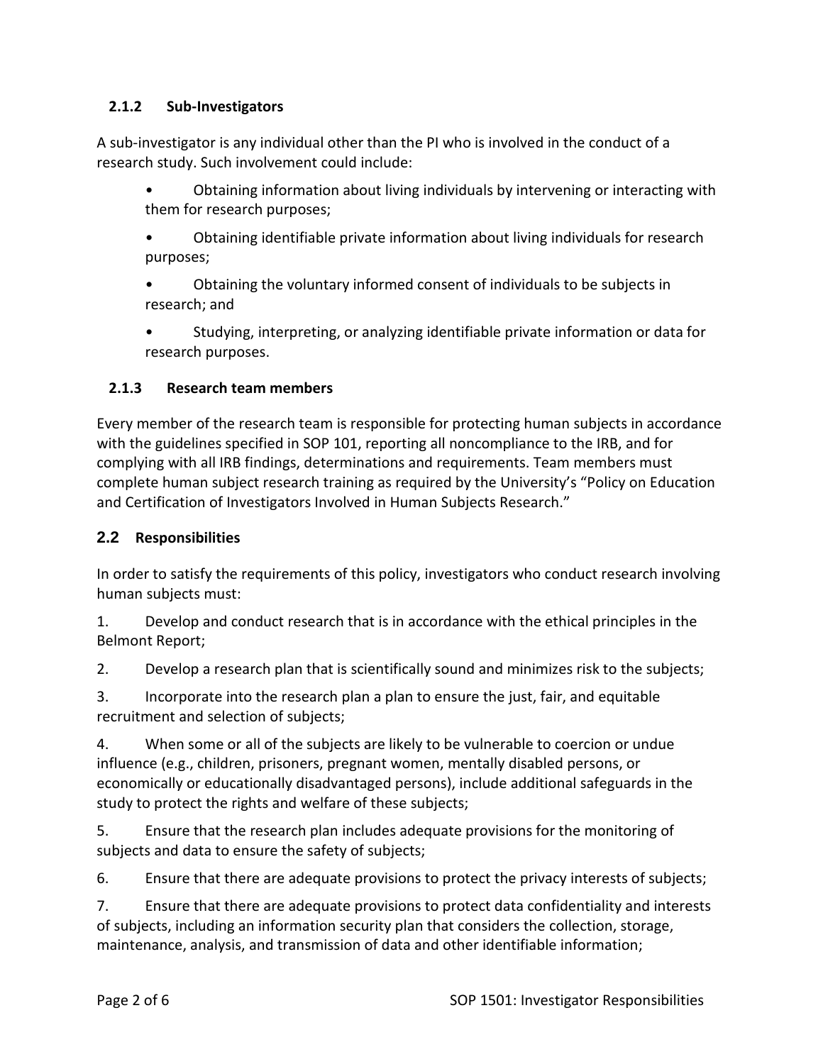### 2.1.2 Sub-Investigators

A sub-investigator is any individual other than the PI who is involved in the conduct of a research study. Such involvement could include:

- Obtaining information about living individuals by intervening or interacting with them for research purposes;
- Obtaining identifiable private information about living individuals for research purposes;
- Obtaining the voluntary informed consent of individuals to be subjects in research; and
- Studying, interpreting, or analyzing identifiable private information or data for research purposes.

### 2.1.3 Research team members

Every member of the research team is responsible for protecting human subjects in accordance with the guidelines specified in SOP 101, reporting all noncompliance to the IRB, and for complying with all IRB findings, determinations and requirements. Team members must complete human subject research training as required by the University's "Policy on Education and Certification of Investigators Involved in Human Subjects Research."

## 2.2 Responsibilities

In order to satisfy the requirements of this policy, investigators who conduct research involving human subjects must:

1. Develop and conduct research that is in accordance with the ethical principles in the Belmont Report;
2. Develop a research plan that is scientifically sound and minimizes risk to the subjects;
3. Incorporate into the research plan a plan to ensure the just, fair, and equitable recruitment and selection of subjects;
4. When some or all of the subjects are likely to be vulnerable to coercion or undue influence (e.g., children, prisoners, pregnant women, mentally disabled persons, or economically or educationally disadvantaged persons), include additional safeguards in the study to protect the rights and welfare of these subjects;
5. Ensure that the research plan includes adequate provisions for the monitoring of subjects and data to ensure the safety of subjects;
6. Ensure that there are adequate provisions to protect the privacy interests of subjects;
7. Ensure that there are adequate provisions to protect data confidentiality and interests of subjects, including an information security plan that considers the collection, storage, maintenance, analysis, and transmission of data and other identifiable information;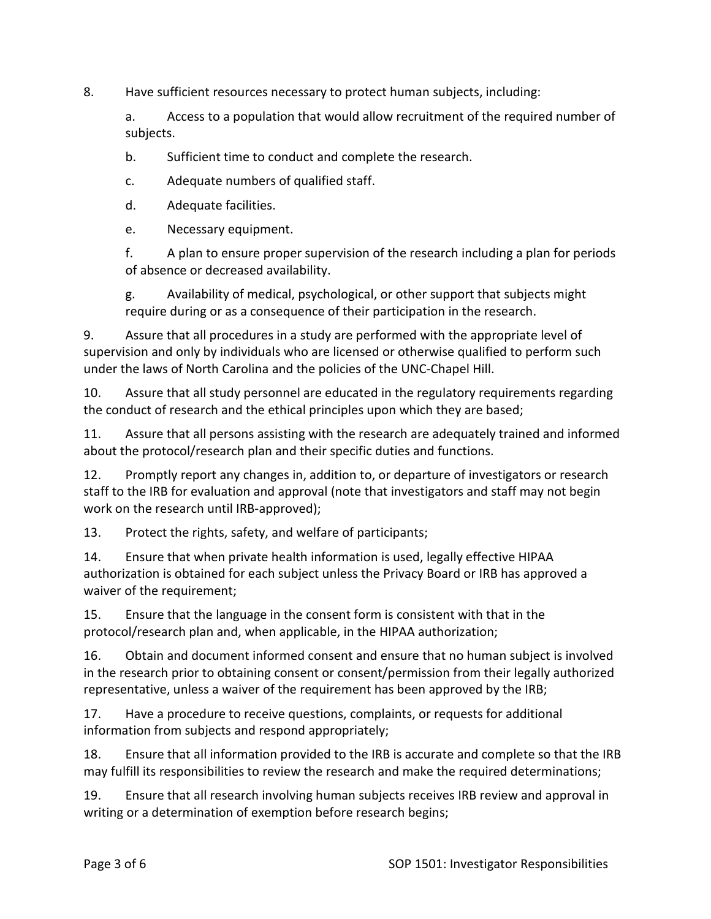8. Have sufficient resources necessary to protect human subjects, including:

   a. Access to a population that would allow recruitment of the required number of subjects.

   b. Sufficient time to conduct and complete the research.

   c. Adequate numbers of qualified staff.

   d. Adequate facilities.

   e. Necessary equipment.

   f. A plan to ensure proper supervision of the research including a plan for periods of absence or decreased availability.

   g. Availability of medical, psychological, or other support that subjects might require during or as a consequence of their participation in the research.

9. Assure that all procedures in a study are performed with the appropriate level of supervision and only by individuals who are licensed or otherwise qualified to perform such under the laws of North Carolina and the policies of the UNC-Chapel Hill.

10. Assure that all study personnel are educated in the regulatory requirements regarding the conduct of research and the ethical principles upon which they are based;

11. Assure that all persons assisting with the research are adequately trained and informed about the protocol/research plan and their specific duties and functions.

12. Promptly report any changes in, addition to, or departure of investigators or research staff to the IRB for evaluation and approval (note that investigators and staff may not begin work on the research until IRB-approved);

13. Protect the rights, safety, and welfare of participants;

14. Ensure that when private health information is used, legally effective HIPAA authorization is obtained for each subject unless the Privacy Board or IRB has approved a waiver of the requirement;

15. Ensure that the language in the consent form is consistent with that in the protocol/research plan and, when applicable, in the HIPAA authorization;

16. Obtain and document informed consent and ensure that no human subject is involved in the research prior to obtaining consent or consent/permission from their legally authorized representative, unless a waiver of the requirement has been approved by the IRB;

17. Have a procedure to receive questions, complaints, or requests for additional information from subjects and respond appropriately;

18. Ensure that all information provided to the IRB is accurate and complete so that the IRB may fulfill its responsibilities to review the research and make the required determinations;

19. Ensure that all research involving human subjects receives IRB review and approval in writing or a determination of exemption before research begins;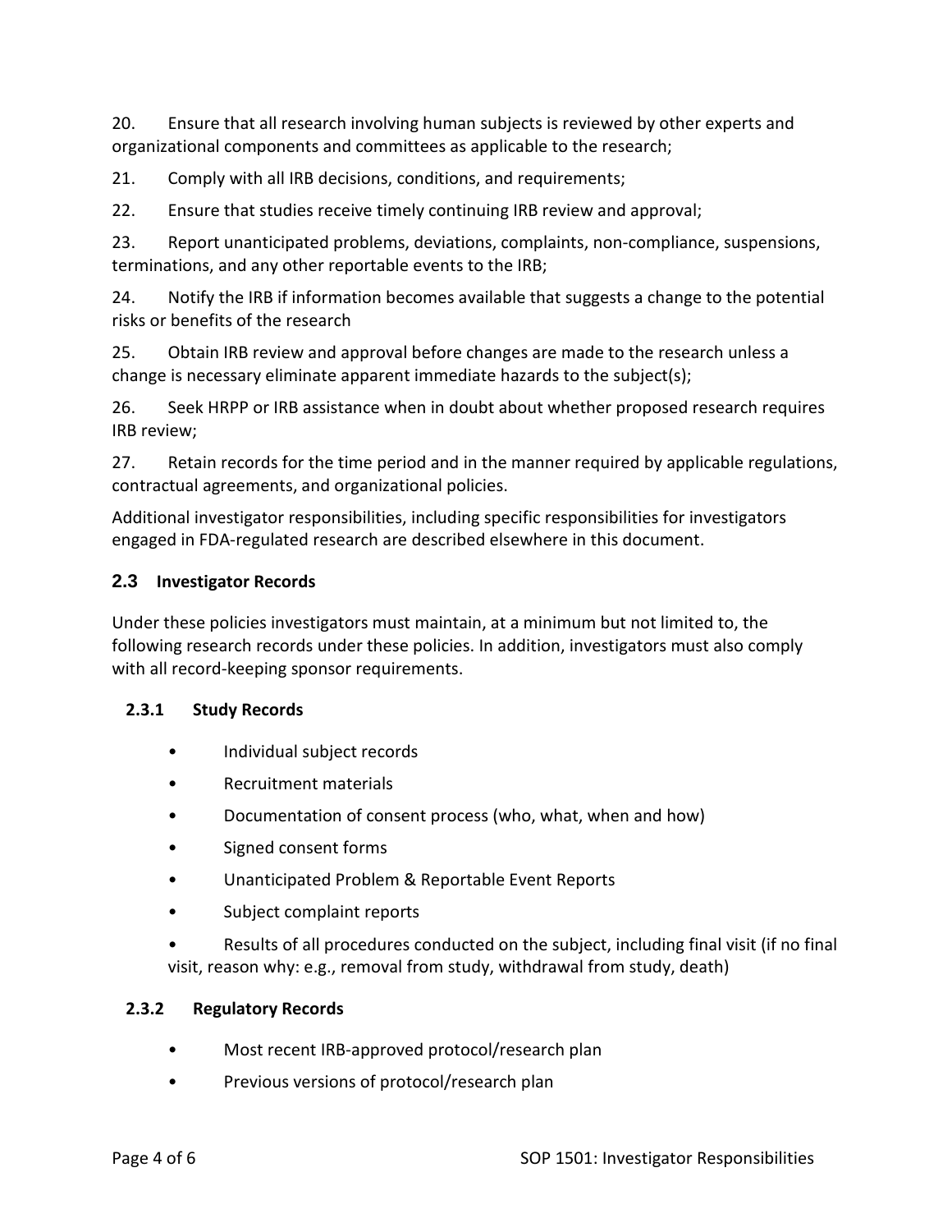20. Ensure that all research involving human subjects is reviewed by other experts and organizational components and committees as applicable to the research;

21. Comply with all IRB decisions, conditions, and requirements;

22. Ensure that studies receive timely continuing IRB review and approval;

23. Report unanticipated problems, deviations, complaints, non-compliance, suspensions, terminations, and any other reportable events to the IRB;

24. Notify the IRB if information becomes available that suggests a change to the potential risks or benefits of the research

25. Obtain IRB review and approval before changes are made to the research unless a change is necessary eliminate apparent immediate hazards to the subject(s);

26. Seek HRPP or IRB assistance when in doubt about whether proposed research requires IRB review;

27. Retain records for the time period and in the manner required by applicable regulations, contractual agreements, and organizational policies.

Additional investigator responsibilities, including specific responsibilities for investigators engaged in FDA-regulated research are described elsewhere in this document.

## 2.3 Investigator Records

Under these policies investigators must maintain, at a minimum but not limited to, the following research records under these policies. In addition, investigators must also comply with all record-keeping sponsor requirements.

### 2.3.1 Study Records

- Individual subject records
- Recruitment materials
- Documentation of consent process (who, what, when and how)
- Signed consent forms
- Unanticipated Problem & Reportable Event Reports
- Subject complaint reports
- Results of all procedures conducted on the subject, including final visit (if no final visit, reason why: e.g., removal from study, withdrawal from study, death)

### 2.3.2 Regulatory Records

- Most recent IRB-approved protocol/research plan
- Previous versions of protocol/research plan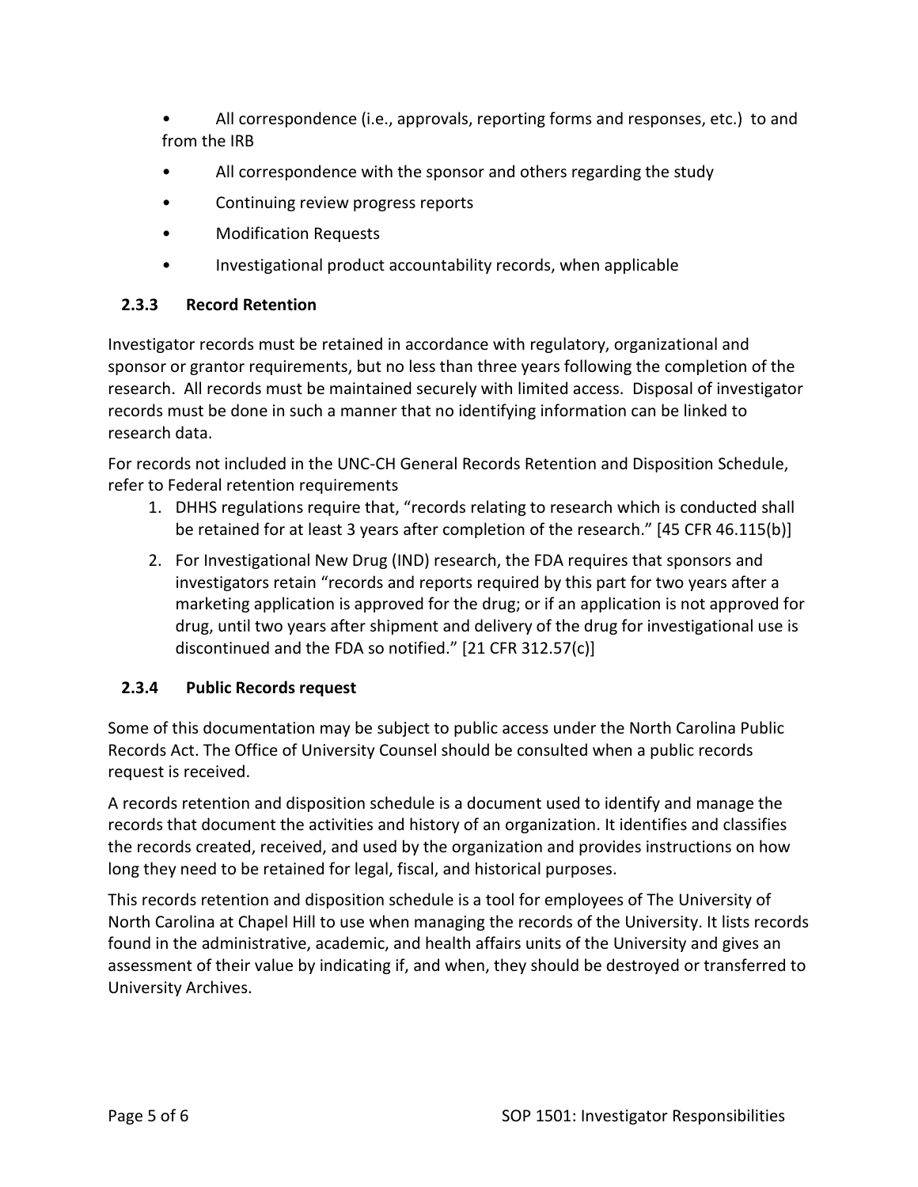- All correspondence (i.e., approvals, reporting forms and responses, etc.) to and from the IRB
- All correspondence with the sponsor and others regarding the study
- Continuing review progress reports
- Modification Requests
- Investigational product accountability records, when applicable

### 2.3.3 Record Retention

Investigator records must be retained in accordance with regulatory, organizational and sponsor or grantor requirements, but no less than three years following the completion of the research. All records must be maintained securely with limited access. Disposal of investigator records must be done in such a manner that no identifying information can be linked to research data.

For records not included in the UNC-CH General Records Retention and Disposition Schedule, refer to Federal retention requirements

1. DHHS regulations require that, "records relating to research which is conducted shall be retained for at least 3 years after completion of the research." [45 CFR 46.115(b)]
2. For Investigational New Drug (IND) research, the FDA requires that sponsors and investigators retain "records and reports required by this part for two years after a marketing application is approved for the drug; or if an application is not approved for drug, until two years after shipment and delivery of the drug for investigational use is discontinued and the FDA so notified." [21 CFR 312.57(c)]

### 2.3.4 Public Records request

Some of this documentation may be subject to public access under the North Carolina Public Records Act. The Office of University Counsel should be consulted when a public records request is received.

A records retention and disposition schedule is a document used to identify and manage the records that document the activities and history of an organization. It identifies and classifies the records created, received, and used by the organization and provides instructions on how long they need to be retained for legal, fiscal, and historical purposes.

This records retention and disposition schedule is a tool for employees of The University of North Carolina at Chapel Hill to use when managing the records of the University. It lists records found in the administrative, academic, and health affairs units of the University and gives an assessment of their value by indicating if, and when, they should be destroyed or transferred to University Archives.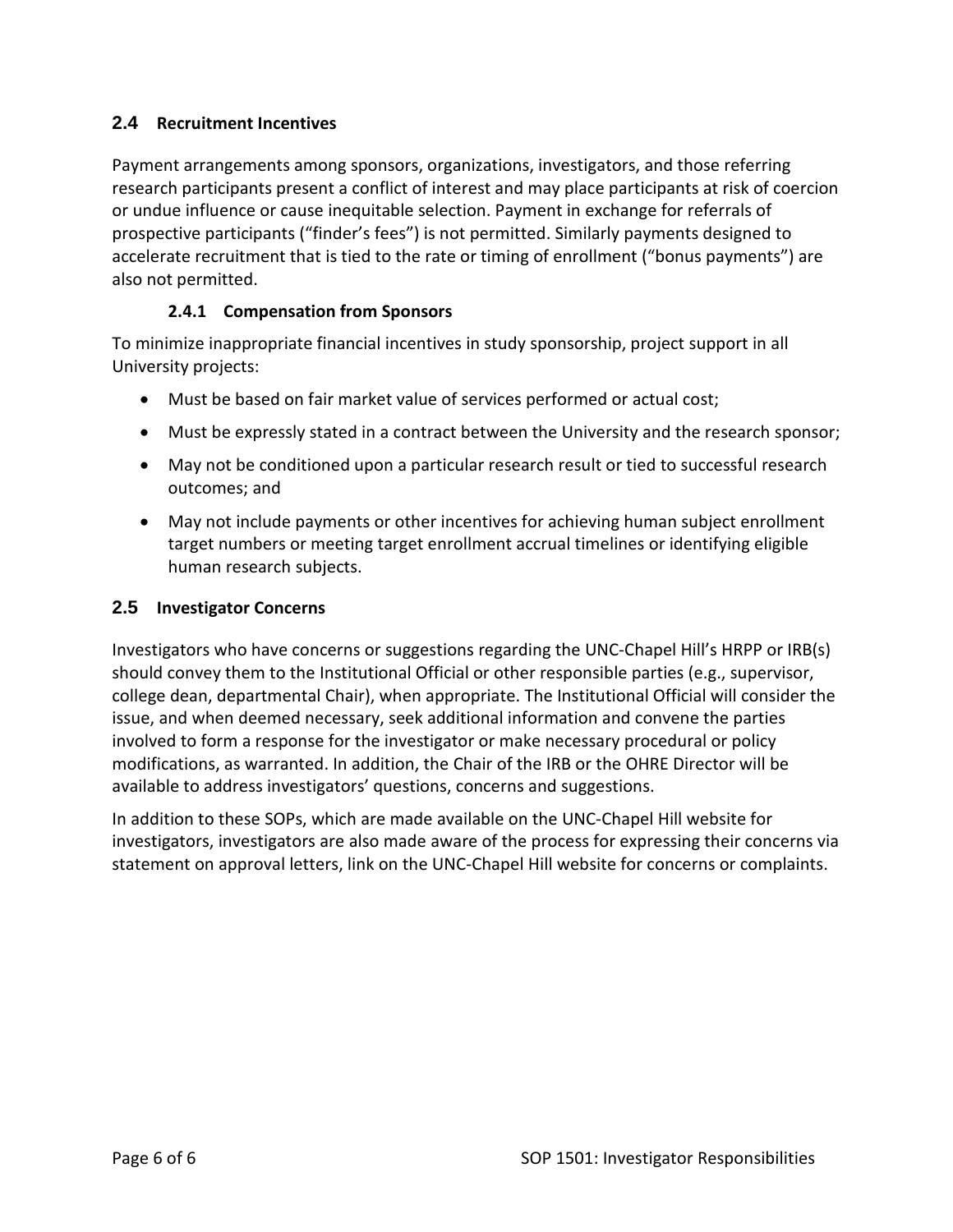## 2.4 Recruitment Incentives

Payment arrangements among sponsors, organizations, investigators, and those referring research participants present a conflict of interest and may place participants at risk of coercion or undue influence or cause inequitable selection. Payment in exchange for referrals of prospective participants ("finder's fees") is not permitted. Similarly payments designed to accelerate recruitment that is tied to the rate or timing of enrollment ("bonus payments") are also not permitted.

### 2.4.1 Compensation from Sponsors

To minimize inappropriate financial incentives in study sponsorship, project support in all University projects:

- Must be based on fair market value of services performed or actual cost;
- Must be expressly stated in a contract between the University and the research sponsor;
- May not be conditioned upon a particular research result or tied to successful research outcomes; and
- May not include payments or other incentives for achieving human subject enrollment target numbers or meeting target enrollment accrual timelines or identifying eligible human research subjects.

## 2.5 Investigator Concerns

Investigators who have concerns or suggestions regarding the UNC-Chapel Hill's HRPP or IRB(s) should convey them to the Institutional Official or other responsible parties (e.g., supervisor, college dean, departmental Chair), when appropriate. The Institutional Official will consider the issue, and when deemed necessary, seek additional information and convene the parties involved to form a response for the investigator or make necessary procedural or policy modifications, as warranted. In addition, the Chair of the IRB or the OHRE Director will be available to address investigators' questions, concerns and suggestions.

In addition to these SOPs, which are made available on the UNC-Chapel Hill website for investigators, investigators are also made aware of the process for expressing their concerns via statement on approval letters, link on the UNC-Chapel Hill website for concerns or complaints.